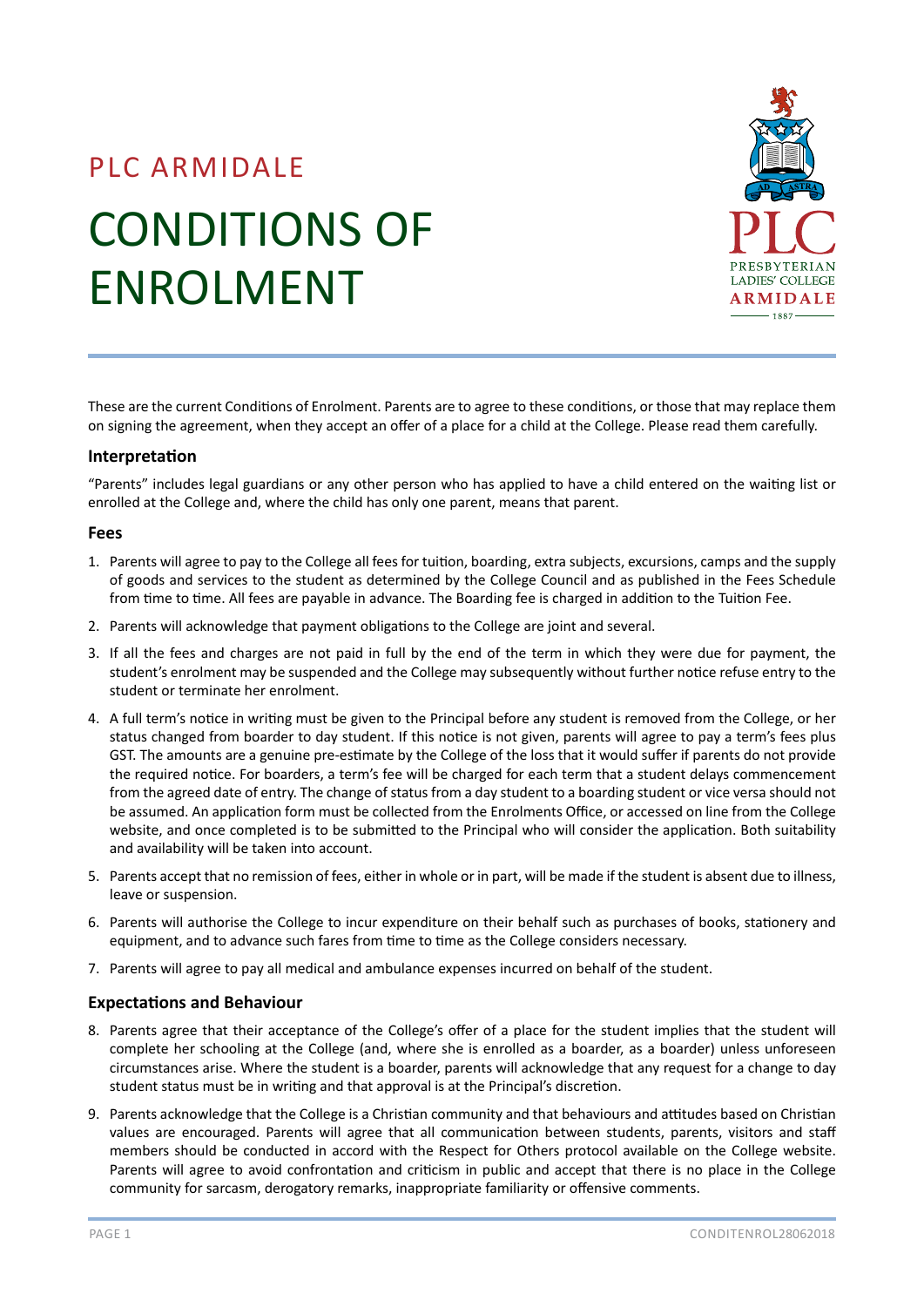PLC ARMIDALE

# CONDITIONS OF ENROLMENT

These are the current Conditions of Enrolment. Parents are to agree to these conditions, or those that may replace them on signing the agreement, when they accept an offer of a place for a child at the College. Please read them carefully.

### Interpretation

"Parents" includes legal guardians or any other person who has applied to have a child entered on the waiting list or enrolled at the College and, where the child has only one parent, means that parent.

### Fees

1. Parents will agree to pay to the College all fees for tuition, boarding, extra subjects, excursions, camps and the supply of goods and services to the student as determined by the College Council and as published in the Fees Schedule from time to time. All fees are payable in advance. The Boarding fee is charged in addition to the Tuition Fee.
2. Parents will acknowledge that payment obligations to the College are joint and several.
3. If all the fees and charges are not paid in full by the end of the term in which they were due for payment, the student's enrolment may be suspended and the College may subsequently without further notice refuse entry to the student or terminate her enrolment.
4. A full term's notice in writing must be given to the Principal before any student is removed from the College, or her status changed from boarder to day student. If this notice is not given, parents will agree to pay a term's fees plus GST. The amounts are a genuine pre-estimate by the College of the loss that it would suffer if parents do not provide the required notice. For boarders, a term's fee will be charged for each term that a student delays commencement from the agreed date of entry. The change of status from a day student to a boarding student or vice versa should not be assumed. An application form must be collected from the Enrolments Office, or accessed on line from the College website, and once completed is to be submitted to the Principal who will consider the application. Both suitability and availability will be taken into account.
5. Parents accept that no remission of fees, either in whole or in part, will be made if the student is absent due to illness, leave or suspension.
6. Parents will authorise the College to incur expenditure on their behalf such as purchases of books, stationery and equipment, and to advance such fares from time to time as the College considers necessary.
7. Parents will agree to pay all medical and ambulance expenses incurred on behalf of the student.

### Expectations and Behaviour

8. Parents agree that their acceptance of the College's offer of a place for the student implies that the student will complete her schooling at the College (and, where she is enrolled as a boarder, as a boarder) unless unforeseen circumstances arise. Where the student is a boarder, parents will acknowledge that any request for a change to day student status must be in writing and that approval is at the Principal's discretion.
9. Parents acknowledge that the College is a Christian community and that behaviours and attitudes based on Christian values are encouraged. Parents will agree that all communication between students, parents, visitors and staff members should be conducted in accord with the Respect for Others protocol available on the College website. Parents will agree to avoid confrontation and criticism in public and accept that there is no place in the College community for sarcasm, derogatory remarks, inappropriate familiarity or offensive comments.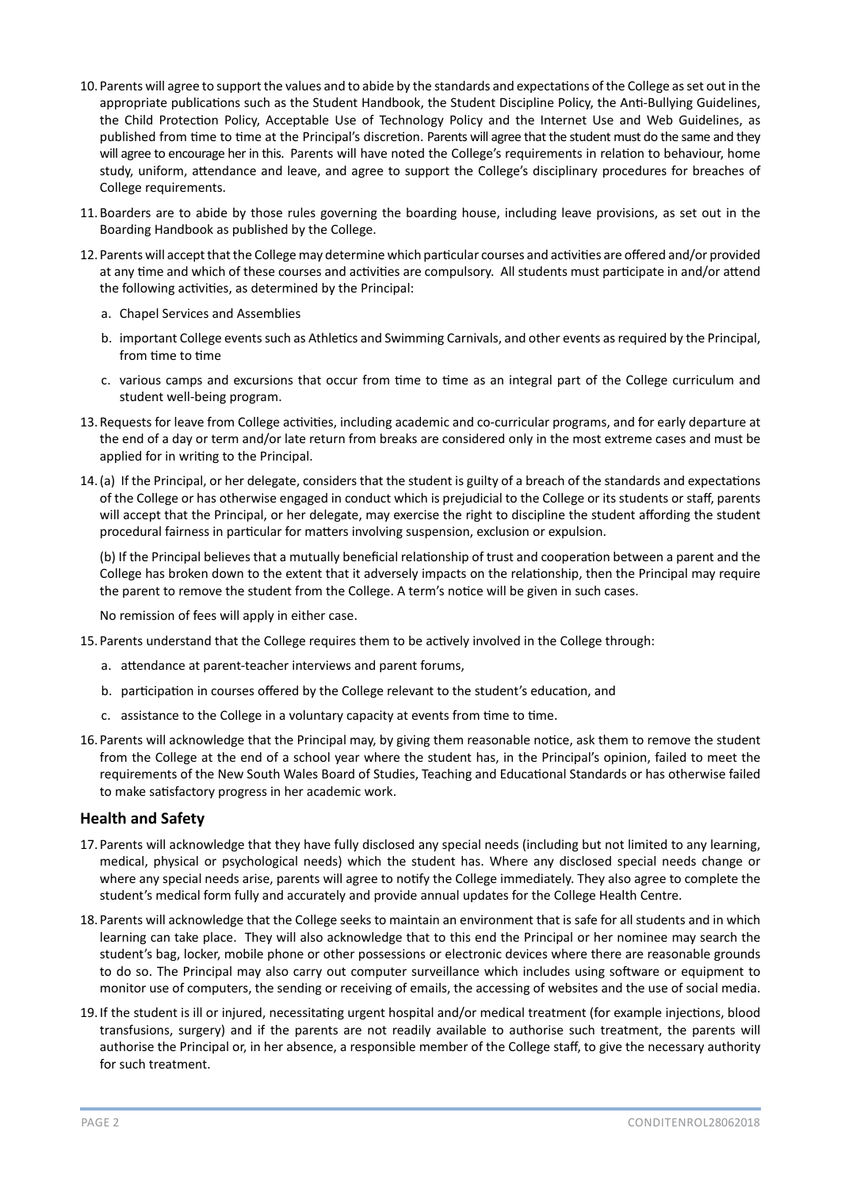10. Parents will agree to support the values and to abide by the standards and expectations of the College as set out in the appropriate publications such as the Student Handbook, the Student Discipline Policy, the Anti-Bullying Guidelines, the Child Protection Policy, Acceptable Use of Technology Policy and the Internet Use and Web Guidelines, as published from time to time at the Principal's discretion. Parents will agree that the student must do the same and they will agree to encourage her in this. Parents will have noted the College's requirements in relation to behaviour, home study, uniform, attendance and leave, and agree to support the College's disciplinary procedures for breaches of College requirements.

11. Boarders are to abide by those rules governing the boarding house, including leave provisions, as set out in the Boarding Handbook as published by the College.

12. Parents will accept that the College may determine which particular courses and activities are offered and/or provided at any time and which of these courses and activities are compulsory. All students must participate in and/or attend the following activities, as determined by the Principal:

    a. Chapel Services and Assemblies

    b. important College events such as Athletics and Swimming Carnivals, and other events as required by the Principal, from time to time

    c. various camps and excursions that occur from time to time as an integral part of the College curriculum and student well-being program.

13. Requests for leave from College activities, including academic and co-curricular programs, and for early departure at the end of a day or term and/or late return from breaks are considered only in the most extreme cases and must be applied for in writing to the Principal.

14. (a) If the Principal, or her delegate, considers that the student is guilty of a breach of the standards and expectations of the College or has otherwise engaged in conduct which is prejudicial to the College or its students or staff, parents will accept that the Principal, or her delegate, may exercise the right to discipline the student affording the student procedural fairness in particular for matters involving suspension, exclusion or expulsion.

    (b) If the Principal believes that a mutually beneficial relationship of trust and cooperation between a parent and the College has broken down to the extent that it adversely impacts on the relationship, then the Principal may require the parent to remove the student from the College. A term's notice will be given in such cases.

    No remission of fees will apply in either case.

15. Parents understand that the College requires them to be actively involved in the College through:

    a. attendance at parent-teacher interviews and parent forums,

    b. participation in courses offered by the College relevant to the student's education, and

    c. assistance to the College in a voluntary capacity at events from time to time.

16. Parents will acknowledge that the Principal may, by giving them reasonable notice, ask them to remove the student from the College at the end of a school year where the student has, in the Principal's opinion, failed to meet the requirements of the New South Wales Board of Studies, Teaching and Educational Standards or has otherwise failed to make satisfactory progress in her academic work.

## Health and Safety

17. Parents will acknowledge that they have fully disclosed any special needs (including but not limited to any learning, medical, physical or psychological needs) which the student has. Where any disclosed special needs change or where any special needs arise, parents will agree to notify the College immediately. They also agree to complete the student's medical form fully and accurately and provide annual updates for the College Health Centre.

18. Parents will acknowledge that the College seeks to maintain an environment that is safe for all students and in which learning can take place. They will also acknowledge that to this end the Principal or her nominee may search the student's bag, locker, mobile phone or other possessions or electronic devices where there are reasonable grounds to do so. The Principal may also carry out computer surveillance which includes using software or equipment to monitor use of computers, the sending or receiving of emails, the accessing of websites and the use of social media.

19. If the student is ill or injured, necessitating urgent hospital and/or medical treatment (for example injections, blood transfusions, surgery) and if the parents are not readily available to authorise such treatment, the parents will authorise the Principal or, in her absence, a responsible member of the College staff, to give the necessary authority for such treatment.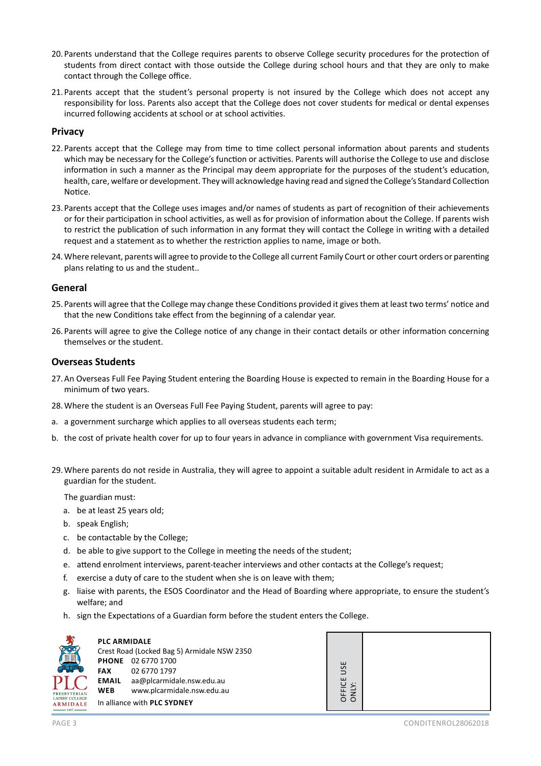20. Parents understand that the College requires parents to observe College security procedures for the protection of students from direct contact with those outside the College during school hours and that they are only to make contact through the College office.

21. Parents accept that the student's personal property is not insured by the College which does not accept any responsibility for loss. Parents also accept that the College does not cover students for medical or dental expenses incurred following accidents at school or at school activities.

## Privacy

22. Parents accept that the College may from time to time collect personal information about parents and students which may be necessary for the College's function or activities. Parents will authorise the College to use and disclose information in such a manner as the Principal may deem appropriate for the purposes of the student's education, health, care, welfare or development. They will acknowledge having read and signed the College's Standard Collection Notice.

23. Parents accept that the College uses images and/or names of students as part of recognition of their achievements or for their participation in school activities, as well as for provision of information about the College. If parents wish to restrict the publication of such information in any format they will contact the College in writing with a detailed request and a statement as to whether the restriction applies to name, image or both.

24. Where relevant, parents will agree to provide to the College all current Family Court or other court orders or parenting plans relating to us and the student..

## General

25. Parents will agree that the College may change these Conditions provided it gives them at least two terms' notice and that the new Conditions take effect from the beginning of a calendar year.

26. Parents will agree to give the College notice of any change in their contact details or other information concerning themselves or the student.

## Overseas Students

27. An Overseas Full Fee Paying Student entering the Boarding House is expected to remain in the Boarding House for a minimum of two years.

28. Where the student is an Overseas Full Fee Paying Student, parents will agree to pay:

a. a government surcharge which applies to all overseas students each term;

b. the cost of private health cover for up to four years in advance in compliance with government Visa requirements.

29. Where parents do not reside in Australia, they will agree to appoint a suitable adult resident in Armidale to act as a guardian for the student.

    The guardian must:

    a. be at least 25 years old;
    b. speak English;
    c. be contactable by the College;
    d. be able to give support to the College in meeting the needs of the student;
    e. attend enrolment interviews, parent-teacher interviews and other contacts at the College's request;
    f. exercise a duty of care to the student when she is on leave with them;
    g. liaise with parents, the ESOS Coordinator and the Head of Boarding where appropriate, to ensure the student's welfare; and
    h. sign the Expectations of a Guardian form before the student enters the College.

**PLC ARMIDALE**
Crest Road (Locked Bag 5) Armidale NSW 2350
**PHONE** 02 6770 1700
**FAX** 02 6770 1797
**EMAIL** aa@plcarmidale.nsw.edu.au
**WEB** www.plcarmidale.nsw.edu.au
In alliance with **PLC SYDNEY**

OFFICE USE ONLY: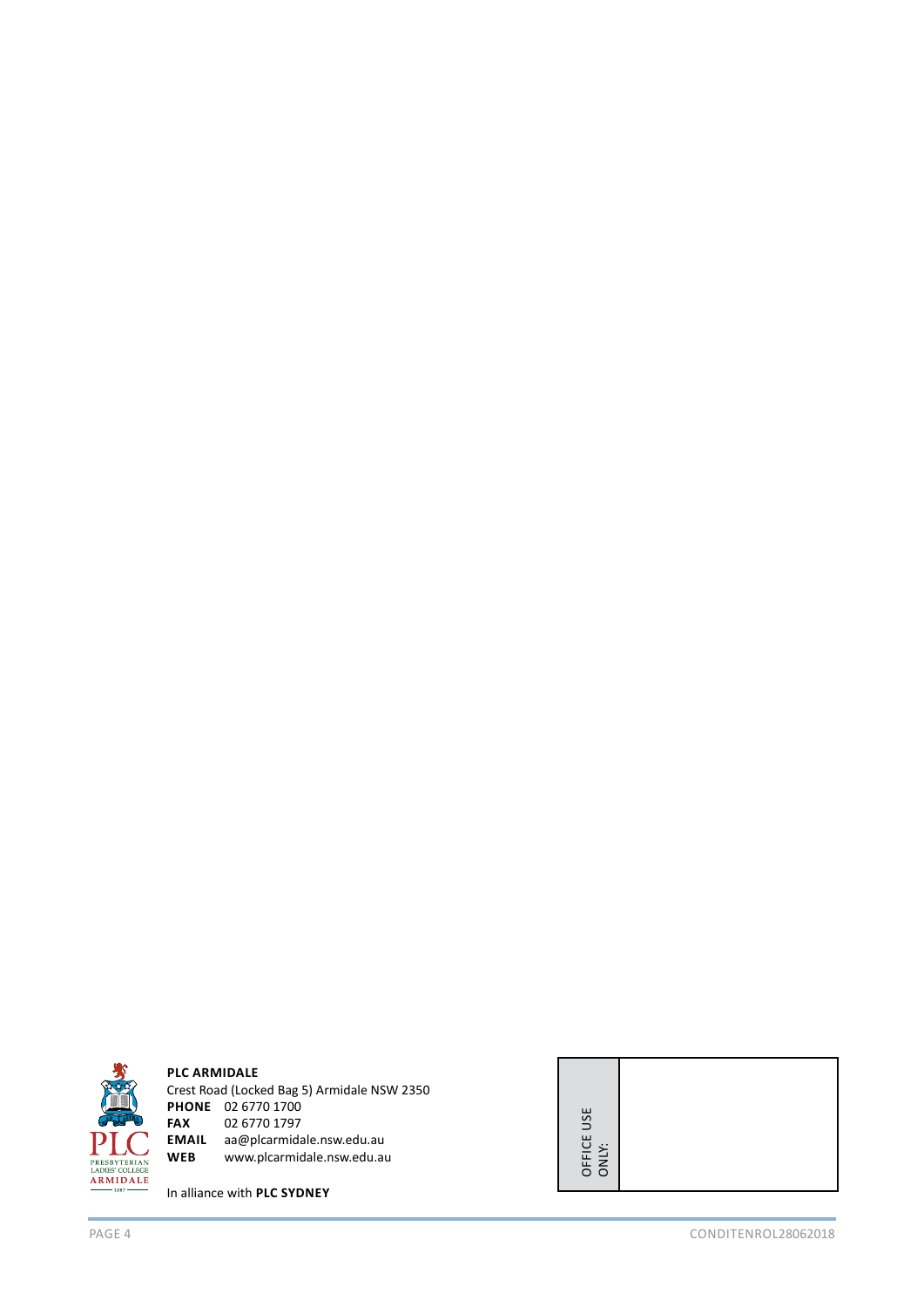**PLC ARMIDALE**
Crest Road (Locked Bag 5) Armidale NSW 2350
**PHONE** 02 6770 1700
**FAX** 02 6770 1797
**EMAIL** aa@plcarmidale.nsw.edu.au
**WEB** www.plcarmidale.nsw.edu.au

In alliance with **PLC SYDNEY**

| OFFICE USE ONLY: | |
|---|---|
| | |

CONDITENROL28062018